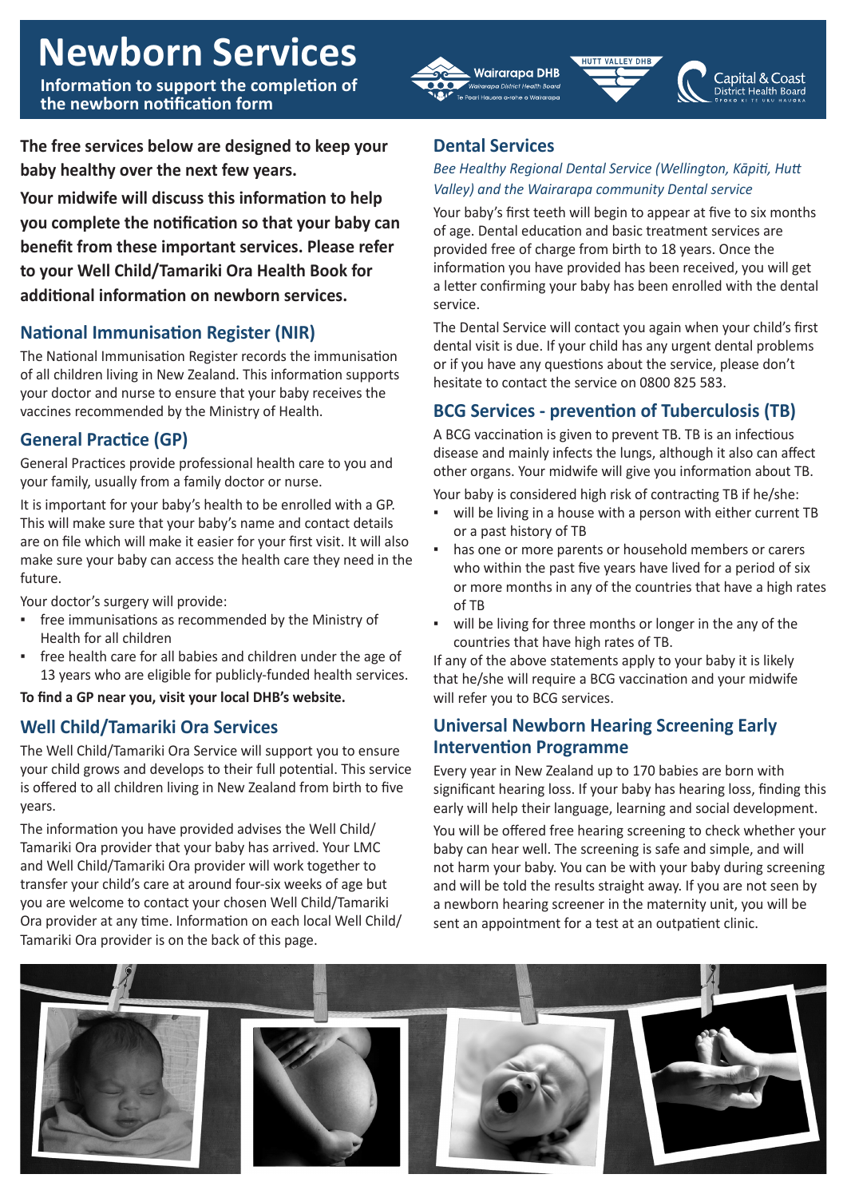# Newborn Services

**Information to support the completion of the newborn notification form**

Wairarapa DHB — Wairarapa District Health Board — Te Poari Hauora a-rohe o Wairarapa

HUTT VALLEY DHB

Capital & Coast District Health Board — Ūpoko ki te Uru Hauora

**The free services below are designed to keep your baby healthy over the next few years.**

**Your midwife will discuss this information to help you complete the notification so that your baby can benefit from these important services. Please refer to your Well Child/Tamariki Ora Health Book for additional information on newborn services.**

## National Immunisation Register (NIR)

The National Immunisation Register records the immunisation of all children living in New Zealand. This information supports your doctor and nurse to ensure that your baby receives the vaccines recommended by the Ministry of Health.

## General Practice (GP)

General Practices provide professional health care to you and your family, usually from a family doctor or nurse.

It is important for your baby's health to be enrolled with a GP. This will make sure that your baby's name and contact details are on file which will make it easier for your first visit. It will also make sure your baby can access the health care they need in the future.

Your doctor's surgery will provide:

- free immunisations as recommended by the Ministry of Health for all children
- free health care for all babies and children under the age of 13 years who are eligible for publicly-funded health services.

**To find a GP near you, visit your local DHB's website.**

## Well Child/Tamariki Ora Services

The Well Child/Tamariki Ora Service will support you to ensure your child grows and develops to their full potential. This service is offered to all children living in New Zealand from birth to five years.

The information you have provided advises the Well Child/Tamariki Ora provider that your baby has arrived. Your LMC and Well Child/Tamariki Ora provider will work together to transfer your child's care at around four-six weeks of age but you are welcome to contact your chosen Well Child/Tamariki Ora provider at any time. Information on each local Well Child/Tamariki Ora provider is on the back of this page.

## Dental Services

*Bee Healthy Regional Dental Service (Wellington, Kāpiti, Hutt Valley) and the Wairarapa community Dental service*

Your baby's first teeth will begin to appear at five to six months of age. Dental education and basic treatment services are provided free of charge from birth to 18 years. Once the information you have provided has been received, you will get a letter confirming your baby has been enrolled with the dental service.

The Dental Service will contact you again when your child's first dental visit is due. If your child has any urgent dental problems or if you have any questions about the service, please don't hesitate to contact the service on 0800 825 583.

## BCG Services - prevention of Tuberculosis (TB)

A BCG vaccination is given to prevent TB. TB is an infectious disease and mainly infects the lungs, although it also can affect other organs. Your midwife will give you information about TB.

Your baby is considered high risk of contracting TB if he/she:

- will be living in a house with a person with either current TB or a past history of TB
- has one or more parents or household members or carers who within the past five years have lived for a period of six or more months in any of the countries that have a high rates of TB
- will be living for three months or longer in the any of the countries that have high rates of TB.

If any of the above statements apply to your baby it is likely that he/she will require a BCG vaccination and your midwife will refer you to BCG services.

## Universal Newborn Hearing Screening Early Intervention Programme

Every year in New Zealand up to 170 babies are born with significant hearing loss. If your baby has hearing loss, finding this early will help their language, learning and social development.

You will be offered free hearing screening to check whether your baby can hear well. The screening is safe and simple, and will not harm your baby. You can be with your baby during screening and will be told the results straight away. If you are not seen by a newborn hearing screener in the maternity unit, you will be sent an appointment for a test at an outpatient clinic.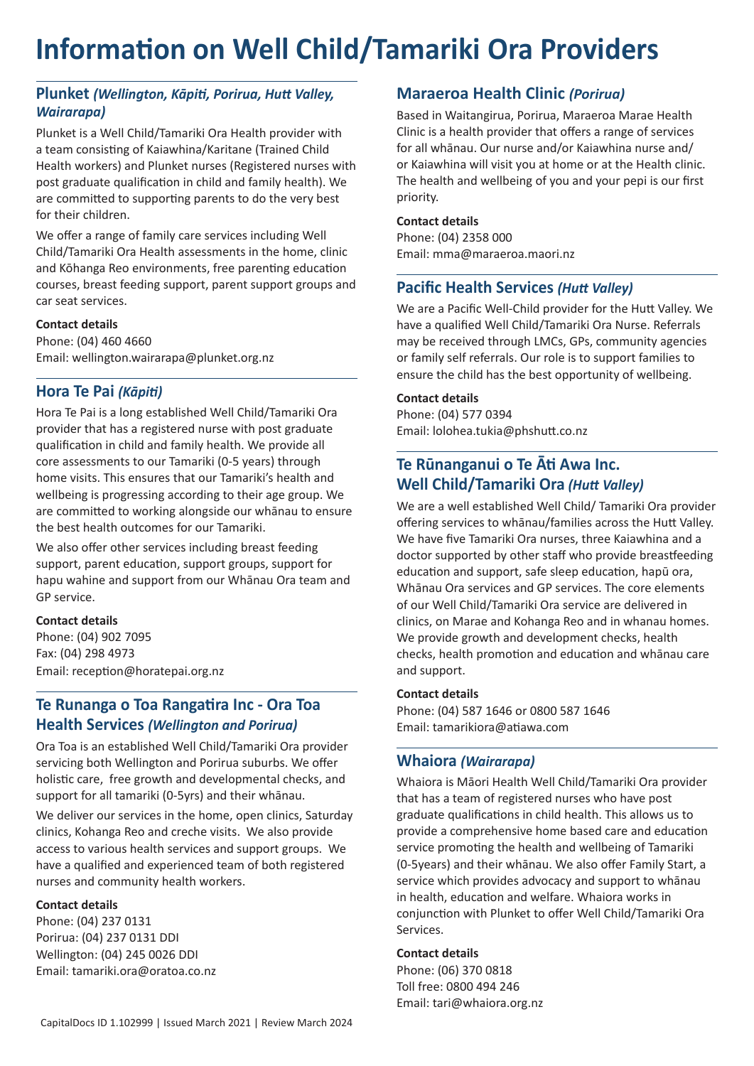# Information on Well Child/Tamariki Ora Providers

## Plunket *(Wellington, Kāpiti, Porirua, Hutt Valley, Wairarapa)*

Plunket is a Well Child/Tamariki Ora Health provider with a team consisting of Kaiawhina/Karitane (Trained Child Health workers) and Plunket nurses (Registered nurses with post graduate qualification in child and family health). We are committed to supporting parents to do the very best for their children.

We offer a range of family care services including Well Child/Tamariki Ora Health assessments in the home, clinic and Kōhanga Reo environments, free parenting education courses, breast feeding support, parent support groups and car seat services.

**Contact details**
Phone: (04) 460 4660
Email: wellington.wairarapa@plunket.org.nz

## Hora Te Pai *(Kāpiti)*

Hora Te Pai is a long established Well Child/Tamariki Ora provider that has a registered nurse with post graduate qualification in child and family health. We provide all core assessments to our Tamariki (0-5 years) through home visits. This ensures that our Tamariki's health and wellbeing is progressing according to their age group. We are committed to working alongside our whānau to ensure the best health outcomes for our Tamariki.

We also offer other services including breast feeding support, parent education, support groups, support for hapu wahine and support from our Whānau Ora team and GP service.

**Contact details**
Phone: (04) 902 7095
Fax: (04) 298 4973
Email: reception@horatepai.org.nz

## Te Runanga o Toa Rangatira Inc - Ora Toa Health Services *(Wellington and Porirua)*

Ora Toa is an established Well Child/Tamariki Ora provider servicing both Wellington and Porirua suburbs. We offer holistic care, free growth and developmental checks, and support for all tamariki (0-5yrs) and their whānau.

We deliver our services in the home, open clinics, Saturday clinics, Kohanga Reo and creche visits. We also provide access to various health services and support groups. We have a qualified and experienced team of both registered nurses and community health workers.

**Contact details**
Phone: (04) 237 0131
Porirua: (04) 237 0131 DDI
Wellington: (04) 245 0026 DDI
Email: tamariki.ora@oratoa.co.nz

## Maraeroa Health Clinic *(Porirua)*

Based in Waitangirua, Porirua, Maraeroa Marae Health Clinic is a health provider that offers a range of services for all whānau. Our nurse and/or Kaiawhina nurse and/or Kaiawhina will visit you at home or at the Health clinic. The health and wellbeing of you and your pepi is our first priority.

**Contact details**
Phone: (04) 2358 000
Email: mma@maraeroa.maori.nz

## Pacific Health Services *(Hutt Valley)*

We are a Pacific Well-Child provider for the Hutt Valley. We have a qualified Well Child/Tamariki Ora Nurse. Referrals may be received through LMCs, GPs, community agencies or family self referrals. Our role is to support families to ensure the child has the best opportunity of wellbeing.

**Contact details**
Phone: (04) 577 0394
Email: lolohea.tukia@phshutt.co.nz

## Te Rūnanganui o Te Āti Awa Inc. Well Child/Tamariki Ora *(Hutt Valley)*

We are a well established Well Child/ Tamariki Ora provider offering services to whānau/families across the Hutt Valley. We have five Tamariki Ora nurses, three Kaiawhina and a doctor supported by other staff who provide breastfeeding education and support, safe sleep education, hapū ora, Whānau Ora services and GP services. The core elements of our Well Child/Tamariki Ora service are delivered in clinics, on Marae and Kohanga Reo and in whanau homes. We provide growth and development checks, health checks, health promotion and education and whānau care and support.

**Contact details**
Phone: (04) 587 1646 or 0800 587 1646
Email: tamarikiora@atiawa.com

## Whaiora *(Wairarapa)*

Whaiora is Māori Health Well Child/Tamariki Ora provider that has a team of registered nurses who have post graduate qualifications in child health. This allows us to provide a comprehensive home based care and education service promoting the health and wellbeing of Tamariki (0-5years) and their whānau. We also offer Family Start, a service which provides advocacy and support to whānau in health, education and welfare. Whaiora works in conjunction with Plunket to offer Well Child/Tamariki Ora Services.

**Contact details**
Phone: (06) 370 0818
Toll free: 0800 494 246
Email: tari@whaiora.org.nz

CapitalDocs ID 1.102999 | Issued March 2021 | Review March 2024